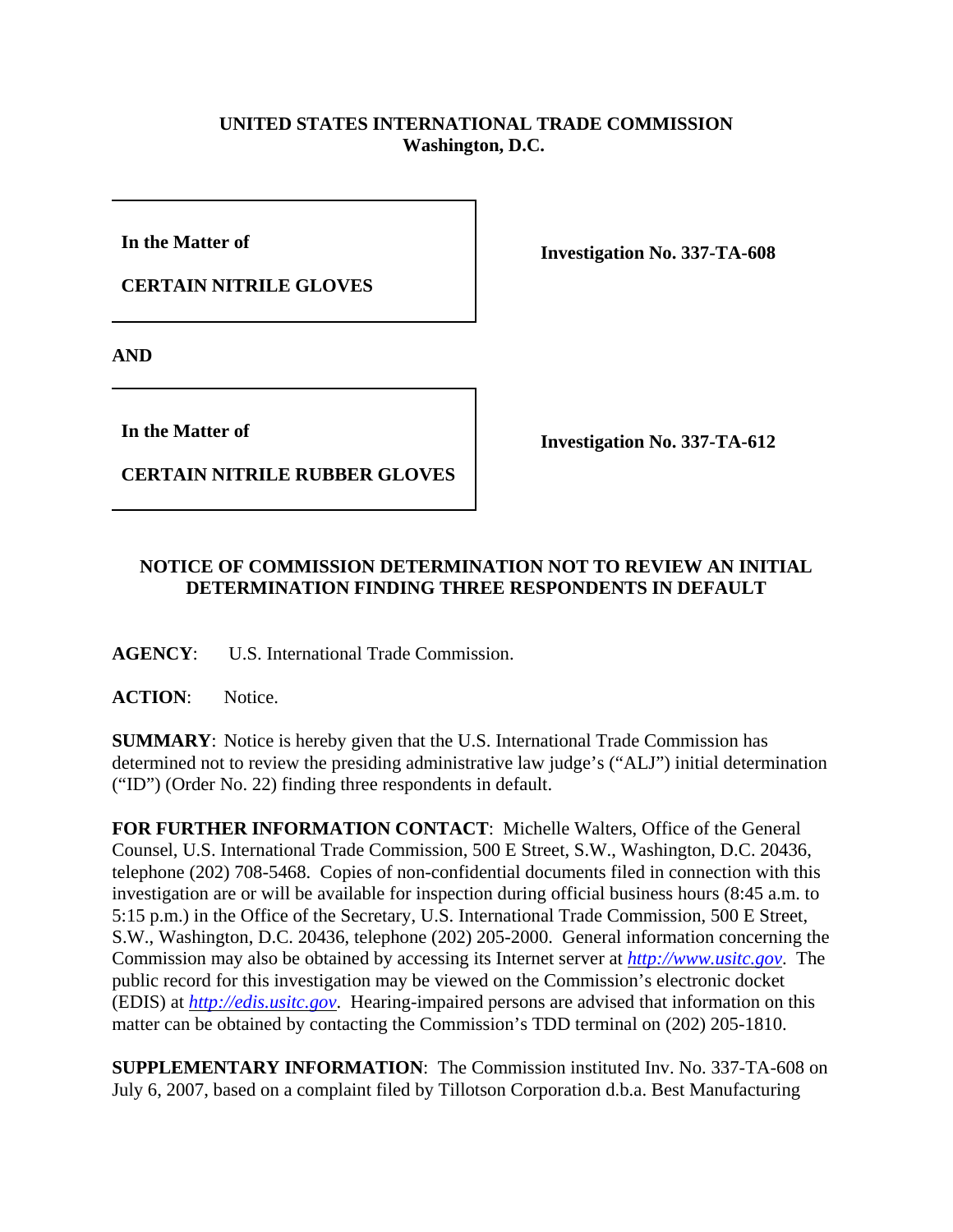**UNITED STATES INTERNATIONAL TRADE COMMISSION**
**Washington, D.C.**

| | |
|---|---|
| **In the Matter of**<br><br>**CERTAIN NITRILE GLOVES** | **Investigation No. 337-TA-608** |

**AND**

| | |
|---|---|
| **In the Matter of**<br><br>**CERTAIN NITRILE RUBBER GLOVES** | **Investigation No. 337-TA-612** |

## NOTICE OF COMMISSION DETERMINATION NOT TO REVIEW AN INITIAL DETERMINATION FINDING THREE RESPONDENTS IN DEFAULT

**AGENCY**: U.S. International Trade Commission.

**ACTION**: Notice.

**SUMMARY**: Notice is hereby given that the U.S. International Trade Commission has determined not to review the presiding administrative law judge's ("ALJ") initial determination ("ID") (Order No. 22) finding three respondents in default.

**FOR FURTHER INFORMATION CONTACT**: Michelle Walters, Office of the General Counsel, U.S. International Trade Commission, 500 E Street, S.W., Washington, D.C. 20436, telephone (202) 708-5468. Copies of non-confidential documents filed in connection with this investigation are or will be available for inspection during official business hours (8:45 a.m. to 5:15 p.m.) in the Office of the Secretary, U.S. International Trade Commission, 500 E Street, S.W., Washington, D.C. 20436, telephone (202) 205-2000. General information concerning the Commission may also be obtained by accessing its Internet server at *http://www.usitc.gov*. The public record for this investigation may be viewed on the Commission's electronic docket (EDIS) at *http://edis.usitc.gov*. Hearing-impaired persons are advised that information on this matter can be obtained by contacting the Commission's TDD terminal on (202) 205-1810.

**SUPPLEMENTARY INFORMATION**: The Commission instituted Inv. No. 337-TA-608 on July 6, 2007, based on a complaint filed by Tillotson Corporation d.b.a. Best Manufacturing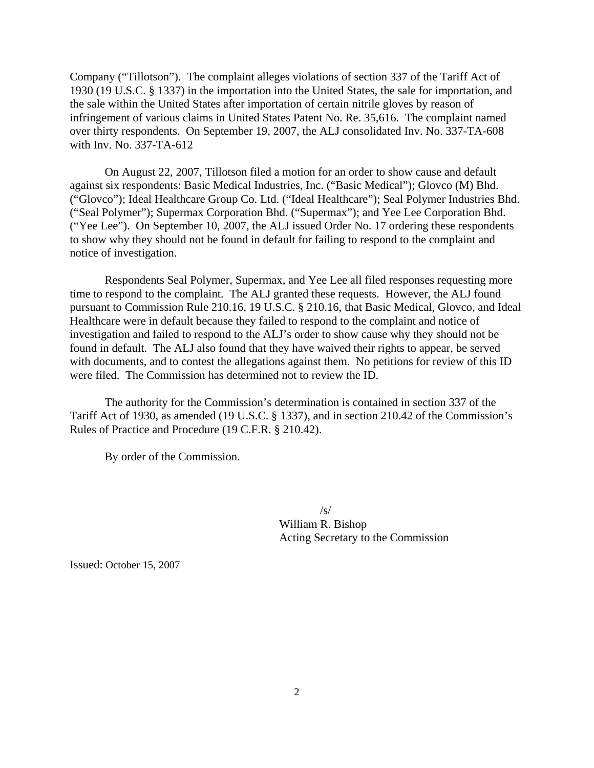Company ("Tillotson"). The complaint alleges violations of section 337 of the Tariff Act of 1930 (19 U.S.C. § 1337) in the importation into the United States, the sale for importation, and the sale within the United States after importation of certain nitrile gloves by reason of infringement of various claims in United States Patent No. Re. 35,616. The complaint named over thirty respondents. On September 19, 2007, the ALJ consolidated Inv. No. 337-TA-608 with Inv. No. 337-TA-612

On August 22, 2007, Tillotson filed a motion for an order to show cause and default against six respondents: Basic Medical Industries, Inc. ("Basic Medical"); Glovco (M) Bhd. ("Glovco"); Ideal Healthcare Group Co. Ltd. ("Ideal Healthcare"); Seal Polymer Industries Bhd. ("Seal Polymer"); Supermax Corporation Bhd. ("Supermax"); and Yee Lee Corporation Bhd. ("Yee Lee"). On September 10, 2007, the ALJ issued Order No. 17 ordering these respondents to show why they should not be found in default for failing to respond to the complaint and notice of investigation.

Respondents Seal Polymer, Supermax, and Yee Lee all filed responses requesting more time to respond to the complaint. The ALJ granted these requests. However, the ALJ found pursuant to Commission Rule 210.16, 19 U.S.C. § 210.16, that Basic Medical, Glovco, and Ideal Healthcare were in default because they failed to respond to the complaint and notice of investigation and failed to respond to the ALJ's order to show cause why they should not be found in default. The ALJ also found that they have waived their rights to appear, be served with documents, and to contest the allegations against them. No petitions for review of this ID were filed. The Commission has determined not to review the ID.

The authority for the Commission's determination is contained in section 337 of the Tariff Act of 1930, as amended (19 U.S.C. § 1337), and in section 210.42 of the Commission's Rules of Practice and Procedure (19 C.F.R. § 210.42).

By order of the Commission.

/s/
William R. Bishop
Acting Secretary to the Commission

Issued: October 15, 2007